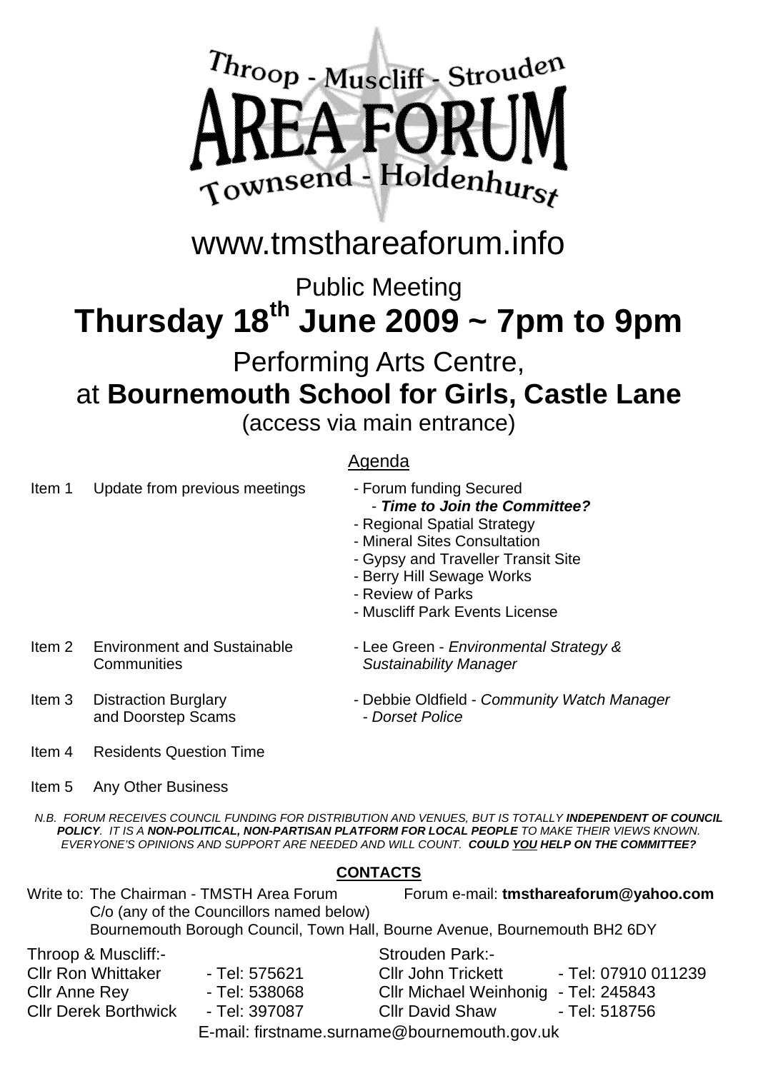# Throop - Muscliff - Strouden AREA FORUM Townsend - Holdenhurst

www.tmsthareaforum.info

Public Meeting

## Thursday 18th June 2009 ~ 7pm to 9pm

Performing Arts Centre,
at **Bournemouth School for Girls, Castle Lane**
(access via main entrance)

### Agenda

| | | |
|---|---|---|
| Item 1 | Update from previous meetings | - Forum funding Secured<br>- ***Time to Join the Committee?***<br>- Regional Spatial Strategy<br>- Mineral Sites Consultation<br>- Gypsy and Traveller Transit Site<br>- Berry Hill Sewage Works<br>- Review of Parks<br>- Muscliff Park Events License |
| Item 2 | Environment and Sustainable Communities | - Lee Green - *Environmental Strategy & Sustainability Manager* |
| Item 3 | Distraction Burglary and Doorstep Scams | - Debbie Oldfield - *Community Watch Manager - Dorset Police* |
| Item 4 | Residents Question Time | |
| Item 5 | Any Other Business | |

*N.B. FORUM RECEIVES COUNCIL FUNDING FOR DISTRIBUTION AND VENUES, BUT IS TOTALLY **INDEPENDENT OF COUNCIL POLICY**. IT IS A **NON-POLITICAL, NON-PARTISAN PLATFORM FOR LOCAL PEOPLE** TO MAKE THEIR VIEWS KNOWN. EVERYONE'S OPINIONS AND SUPPORT ARE NEEDED AND WILL COUNT. **COULD YOU HELP ON THE COMMITTEE?***

### CONTACTS

Write to: The Chairman - TMSTH Area Forum
C/o (any of the Councillors named below)
Bournemouth Borough Council, Town Hall, Bourne Avenue, Bournemouth BH2 6DY

Forum e-mail: **tmsthareaforum@yahoo.com**

| Throop & Muscliff:- | | Strouden Park:- | |
|---|---|---|---|
| Cllr Ron Whittaker | - Tel: 575621 | Cllr John Trickett | - Tel: 07910 011239 |
| Cllr Anne Rey | - Tel: 538068 | Cllr Michael Weinhonig | - Tel: 245843 |
| Cllr Derek Borthwick | - Tel: 397087 | Cllr David Shaw | - Tel: 518756 |

E-mail: firstname.surname@bournemouth.gov.uk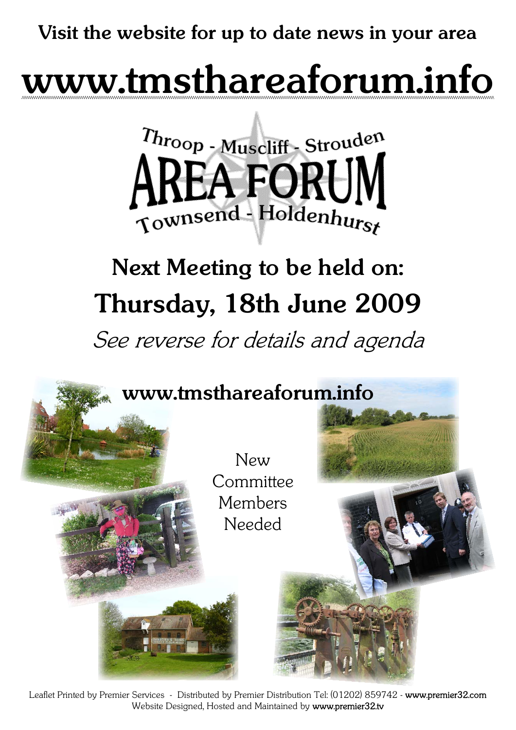Visit the website for up to date news in your area

# www.tmsthareaforum.info

Throop - Muscliff - Strouden
AREA FORUM
Townsend - Holdenhurst

## Next Meeting to be held on:

## Thursday, 18th June 2009

*See reverse for details and agenda*

**www.tmsthareaforum.info**

New Committee Members Needed

Leaflet Printed by Premier Services - Distributed by Premier Distribution Tel: (01202) 859742 - **www.premier32.com**
Website Designed, Hosted and Maintained by **www.premier32.tv**